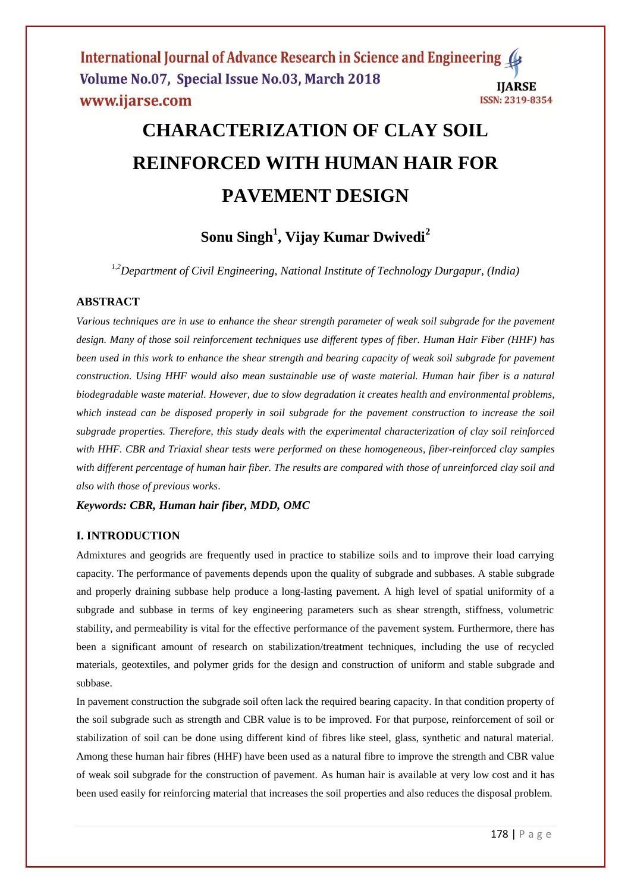# CHARACTERIZATION OF CLAY SOIL REINFORCED WITH HUMAN HAIR FOR PAVEMENT DESIGN

**Sonu Singh[1], Vijay Kumar Dwivedi[2]**

*[1,2]Department of Civil Engineering, National Institute of Technology Durgapur, (India)*

## ABSTRACT

*Various techniques are in use to enhance the shear strength parameter of weak soil subgrade for the pavement design. Many of those soil reinforcement techniques use different types of fiber. Human Hair Fiber (HHF) has been used in this work to enhance the shear strength and bearing capacity of weak soil subgrade for pavement construction. Using HHF would also mean sustainable use of waste material. Human hair fiber is a natural biodegradable waste material. However, due to slow degradation it creates health and environmental problems, which instead can be disposed properly in soil subgrade for the pavement construction to increase the soil subgrade properties. Therefore, this study deals with the experimental characterization of clay soil reinforced with HHF. CBR and Triaxial shear tests were performed on these homogeneous, fiber-reinforced clay samples with different percentage of human hair fiber. The results are compared with those of unreinforced clay soil and also with those of previous works.*

***Keywords: CBR, Human hair fiber, MDD, OMC***

## I. INTRODUCTION

Admixtures and geogrids are frequently used in practice to stabilize soils and to improve their load carrying capacity. The performance of pavements depends upon the quality of subgrade and subbases. A stable subgrade and properly draining subbase help produce a long-lasting pavement. A high level of spatial uniformity of a subgrade and subbase in terms of key engineering parameters such as shear strength, stiffness, volumetric stability, and permeability is vital for the effective performance of the pavement system. Furthermore, there has been a significant amount of research on stabilization/treatment techniques, including the use of recycled materials, geotextiles, and polymer grids for the design and construction of uniform and stable subgrade and subbase.

In pavement construction the subgrade soil often lack the required bearing capacity. In that condition property of the soil subgrade such as strength and CBR value is to be improved. For that purpose, reinforcement of soil or stabilization of soil can be done using different kind of fibres like steel, glass, synthetic and natural material. Among these human hair fibres (HHF) have been used as a natural fibre to improve the strength and CBR value of weak soil subgrade for the construction of pavement. As human hair is available at very low cost and it has been used easily for reinforcing material that increases the soil properties and also reduces the disposal problem.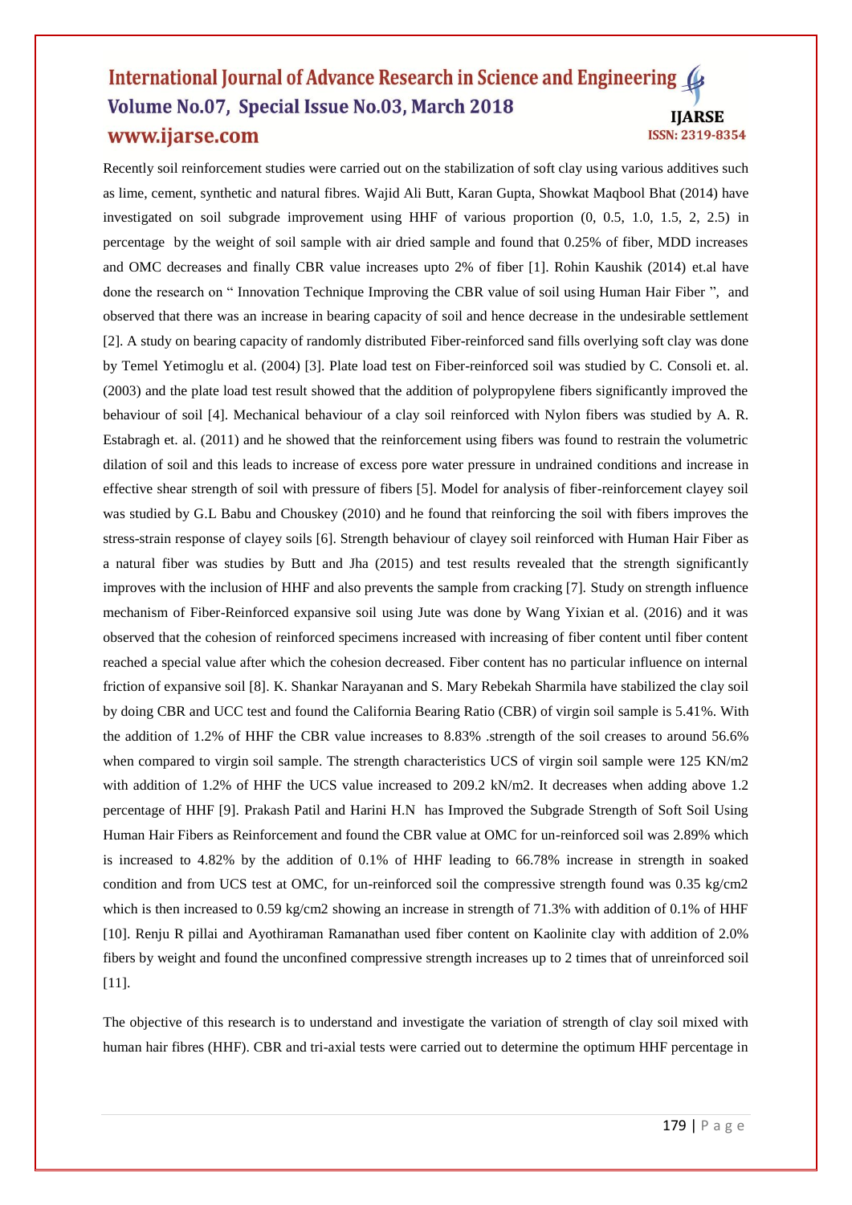Recently soil reinforcement studies were carried out on the stabilization of soft clay using various additives such as lime, cement, synthetic and natural fibres. Wajid Ali Butt, Karan Gupta, Showkat Maqbool Bhat (2014) have investigated on soil subgrade improvement using HHF of various proportion (0, 0.5, 1.0, 1.5, 2, 2.5) in percentage by the weight of soil sample with air dried sample and found that 0.25% of fiber, MDD increases and OMC decreases and finally CBR value increases upto 2% of fiber [1]. Rohin Kaushik (2014) et.al have done the research on " Innovation Technique Improving the CBR value of soil using Human Hair Fiber ", and observed that there was an increase in bearing capacity of soil and hence decrease in the undesirable settlement [2]. A study on bearing capacity of randomly distributed Fiber-reinforced sand fills overlying soft clay was done by Temel Yetimoglu et al. (2004) [3]. Plate load test on Fiber-reinforced soil was studied by C. Consoli et. al. (2003) and the plate load test result showed that the addition of polypropylene fibers significantly improved the behaviour of soil [4]. Mechanical behaviour of a clay soil reinforced with Nylon fibers was studied by A. R. Estabragh et. al. (2011) and he showed that the reinforcement using fibers was found to restrain the volumetric dilation of soil and this leads to increase of excess pore water pressure in undrained conditions and increase in effective shear strength of soil with pressure of fibers [5]. Model for analysis of fiber-reinforcement clayey soil was studied by G.L Babu and Chouskey (2010) and he found that reinforcing the soil with fibers improves the stress-strain response of clayey soils [6]. Strength behaviour of clayey soil reinforced with Human Hair Fiber as a natural fiber was studies by Butt and Jha (2015) and test results revealed that the strength significantly improves with the inclusion of HHF and also prevents the sample from cracking [7]. Study on strength influence mechanism of Fiber-Reinforced expansive soil using Jute was done by Wang Yixian et al. (2016) and it was observed that the cohesion of reinforced specimens increased with increasing of fiber content until fiber content reached a special value after which the cohesion decreased. Fiber content has no particular influence on internal friction of expansive soil [8]. K. Shankar Narayanan and S. Mary Rebekah Sharmila have stabilized the clay soil by doing CBR and UCC test and found the California Bearing Ratio (CBR) of virgin soil sample is 5.41%. With the addition of 1.2% of HHF the CBR value increases to 8.83% .strength of the soil creases to around 56.6% when compared to virgin soil sample. The strength characteristics UCS of virgin soil sample were 125 KN/m2 with addition of 1.2% of HHF the UCS value increased to 209.2 kN/m2. It decreases when adding above 1.2 percentage of HHF [9]. Prakash Patil and Harini H.N has Improved the Subgrade Strength of Soft Soil Using Human Hair Fibers as Reinforcement and found the CBR value at OMC for un-reinforced soil was 2.89% which is increased to 4.82% by the addition of 0.1% of HHF leading to 66.78% increase in strength in soaked condition and from UCS test at OMC, for un-reinforced soil the compressive strength found was 0.35 kg/cm2 which is then increased to 0.59 kg/cm2 showing an increase in strength of 71.3% with addition of 0.1% of HHF [10]. Renju R pillai and Ayothiraman Ramanathan used fiber content on Kaolinite clay with addition of 2.0% fibers by weight and found the unconfined compressive strength increases up to 2 times that of unreinforced soil [11].

The objective of this research is to understand and investigate the variation of strength of clay soil mixed with human hair fibres (HHF). CBR and tri-axial tests were carried out to determine the optimum HHF percentage in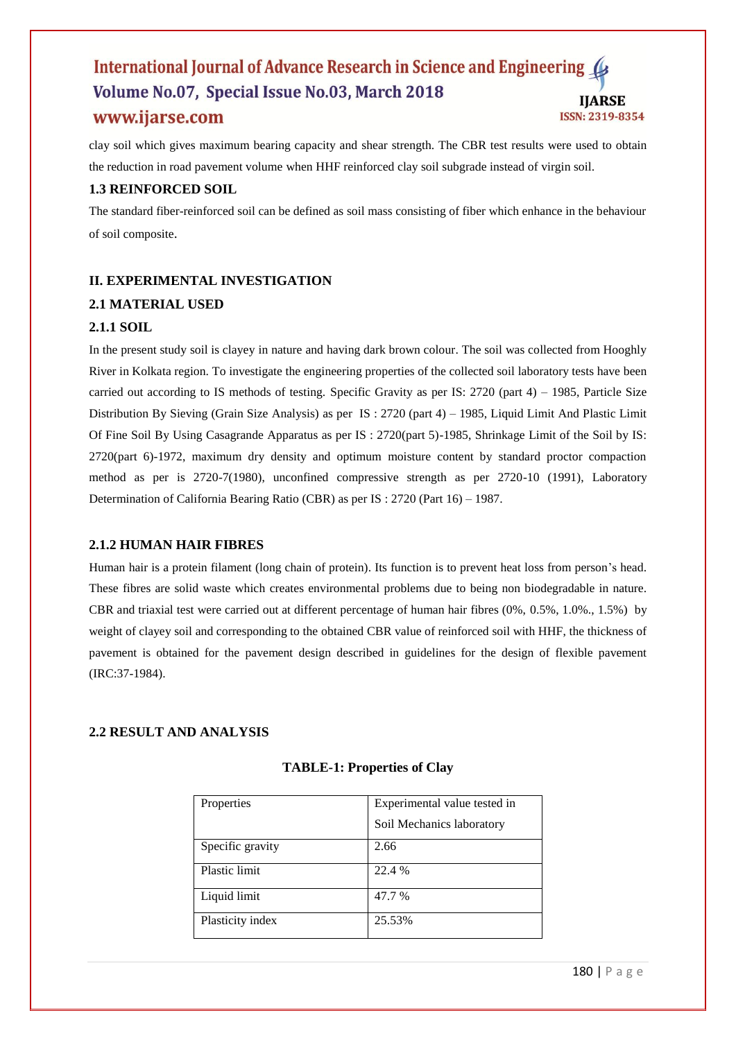clay soil which gives maximum bearing capacity and shear strength. The CBR test results were used to obtain the reduction in road pavement volume when HHF reinforced clay soil subgrade instead of virgin soil.

### 1.3 REINFORCED SOIL

The standard fiber-reinforced soil can be defined as soil mass consisting of fiber which enhance in the behaviour of soil composite.

## II. EXPERIMENTAL INVESTIGATION

### 2.1 MATERIAL USED

#### 2.1.1 SOIL

In the present study soil is clayey in nature and having dark brown colour. The soil was collected from Hooghly River in Kolkata region. To investigate the engineering properties of the collected soil laboratory tests have been carried out according to IS methods of testing. Specific Gravity as per IS: 2720 (part 4) – 1985, Particle Size Distribution By Sieving (Grain Size Analysis) as per IS : 2720 (part 4) – 1985, Liquid Limit And Plastic Limit Of Fine Soil By Using Casagrande Apparatus as per IS : 2720(part 5)-1985, Shrinkage Limit of the Soil by IS: 2720(part 6)-1972, maximum dry density and optimum moisture content by standard proctor compaction method as per is 2720-7(1980), unconfined compressive strength as per 2720-10 (1991), Laboratory Determination of California Bearing Ratio (CBR) as per IS : 2720 (Part 16) – 1987.

#### 2.1.2 HUMAN HAIR FIBRES

Human hair is a protein filament (long chain of protein). Its function is to prevent heat loss from person's head. These fibres are solid waste which creates environmental problems due to being non biodegradable in nature. CBR and triaxial test were carried out at different percentage of human hair fibres (0%, 0.5%, 1.0%., 1.5%) by weight of clayey soil and corresponding to the obtained CBR value of reinforced soil with HHF, the thickness of pavement is obtained for the pavement design described in guidelines for the design of flexible pavement (IRC:37-1984).

### 2.2 RESULT AND ANALYSIS

**TABLE-1: Properties of Clay**

| Properties | Experimental value tested in Soil Mechanics laboratory |
|---|---|
| Specific gravity | 2.66 |
| Plastic limit | 22.4 % |
| Liquid limit | 47.7 % |
| Plasticity index | 25.53% |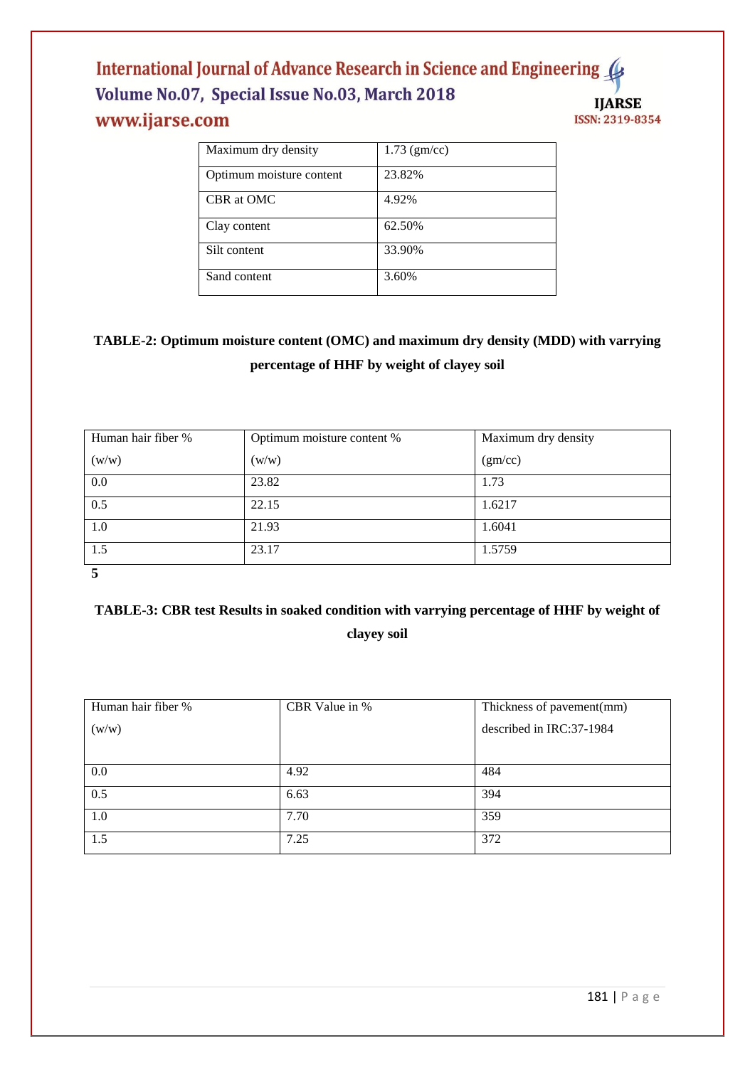| Maximum dry density | 1.73 (gm/cc) |
|---|---|
| Optimum moisture content | 23.82% |
| CBR at OMC | 4.92% |
| Clay content | 62.50% |
| Silt content | 33.90% |
| Sand content | 3.60% |

**TABLE-2: Optimum moisture content (OMC) and maximum dry density (MDD) with varrying percentage of HHF by weight of clayey soil**

| Human hair fiber % (w/w) | Optimum moisture content % (w/w) | Maximum dry density (gm/cc) |
|---|---|---|
| 0.0 | 23.82 | 1.73 |
| 0.5 | 22.15 | 1.6217 |
| 1.0 | 21.93 | 1.6041 |
| 1.5 | 23.17 | 1.5759 |

**5**

**TABLE-3: CBR test Results in soaked condition with varrying percentage of HHF by weight of clayey soil**

| Human hair fiber % (w/w) | CBR Value in % | Thickness of pavement(mm) described in IRC:37-1984 |
|---|---|---|
| 0.0 | 4.92 | 484 |
| 0.5 | 6.63 | 394 |
| 1.0 | 7.70 | 359 |
| 1.5 | 7.25 | 372 |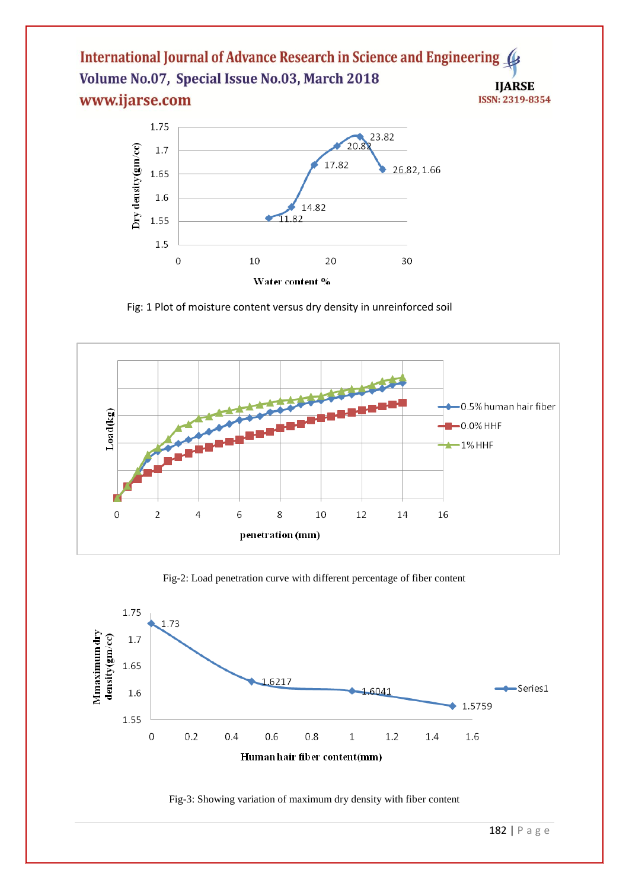Fig: 1 Plot of moisture content versus dry density in unreinforced soil

Fig-2: Load penetration curve with different percentage of fiber content

Fig-3: Showing variation of maximum dry density with fiber content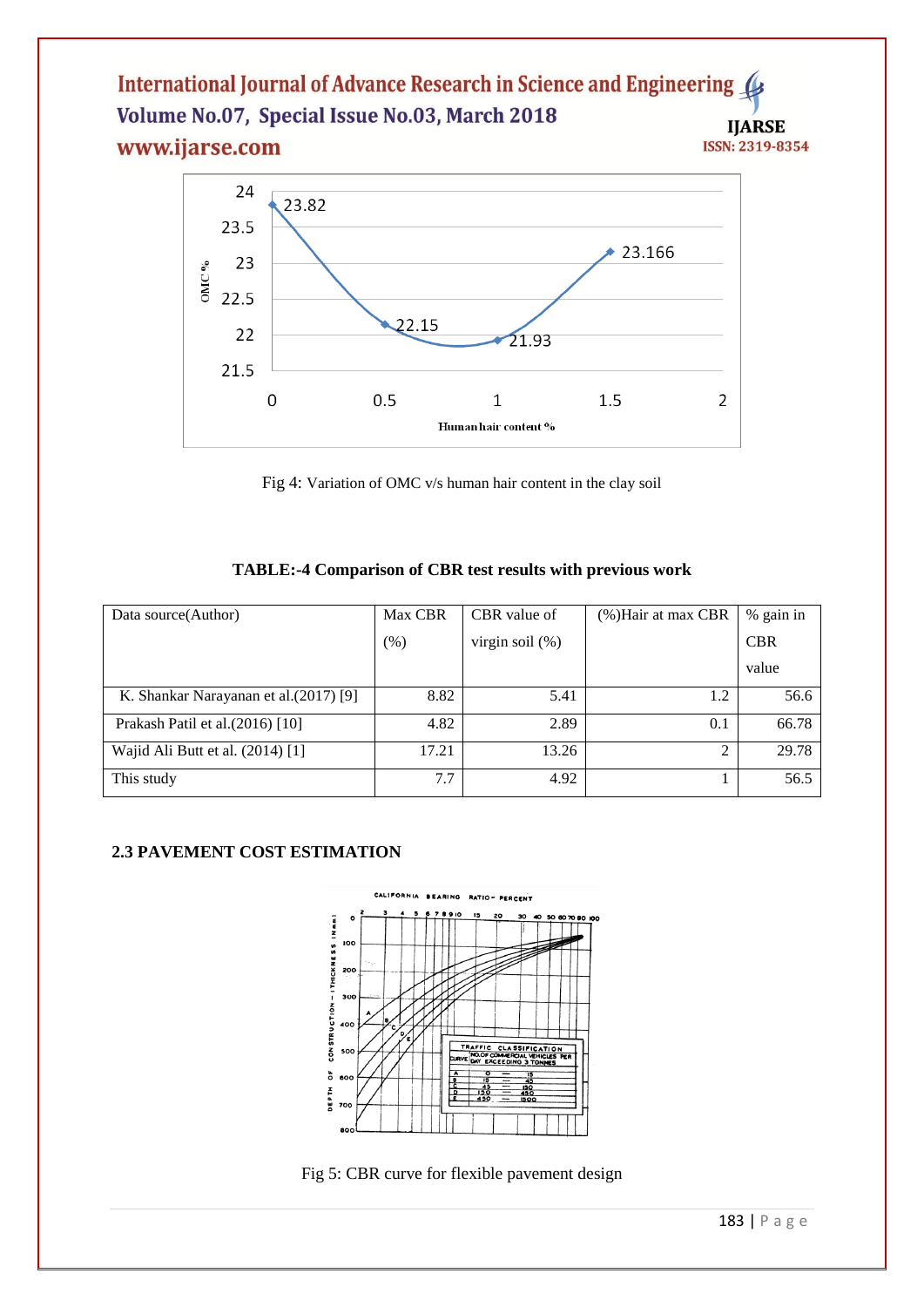Fig 4: Variation of OMC v/s human hair content in the clay soil

**TABLE:-4 Comparison of CBR test results with previous work**

| Data source(Author) | Max CBR (%) | CBR value of virgin soil (%) | (%)Hair at max CBR | % gain in CBR value |
|---|---|---|---|---|
| K. Shankar Narayanan et al.(2017) [9] | 8.82 | 5.41 | 1.2 | 56.6 |
| Prakash Patil et al.(2016) [10] | 4.82 | 2.89 | 0.1 | 66.78 |
| Wajid Ali Butt et al. (2014) [1] | 17.21 | 13.26 | 2 | 29.78 |
| This study | 7.7 | 4.92 | 1 | 56.5 |

### 2.3 PAVEMENT COST ESTIMATION

Fig 5: CBR curve for flexible pavement design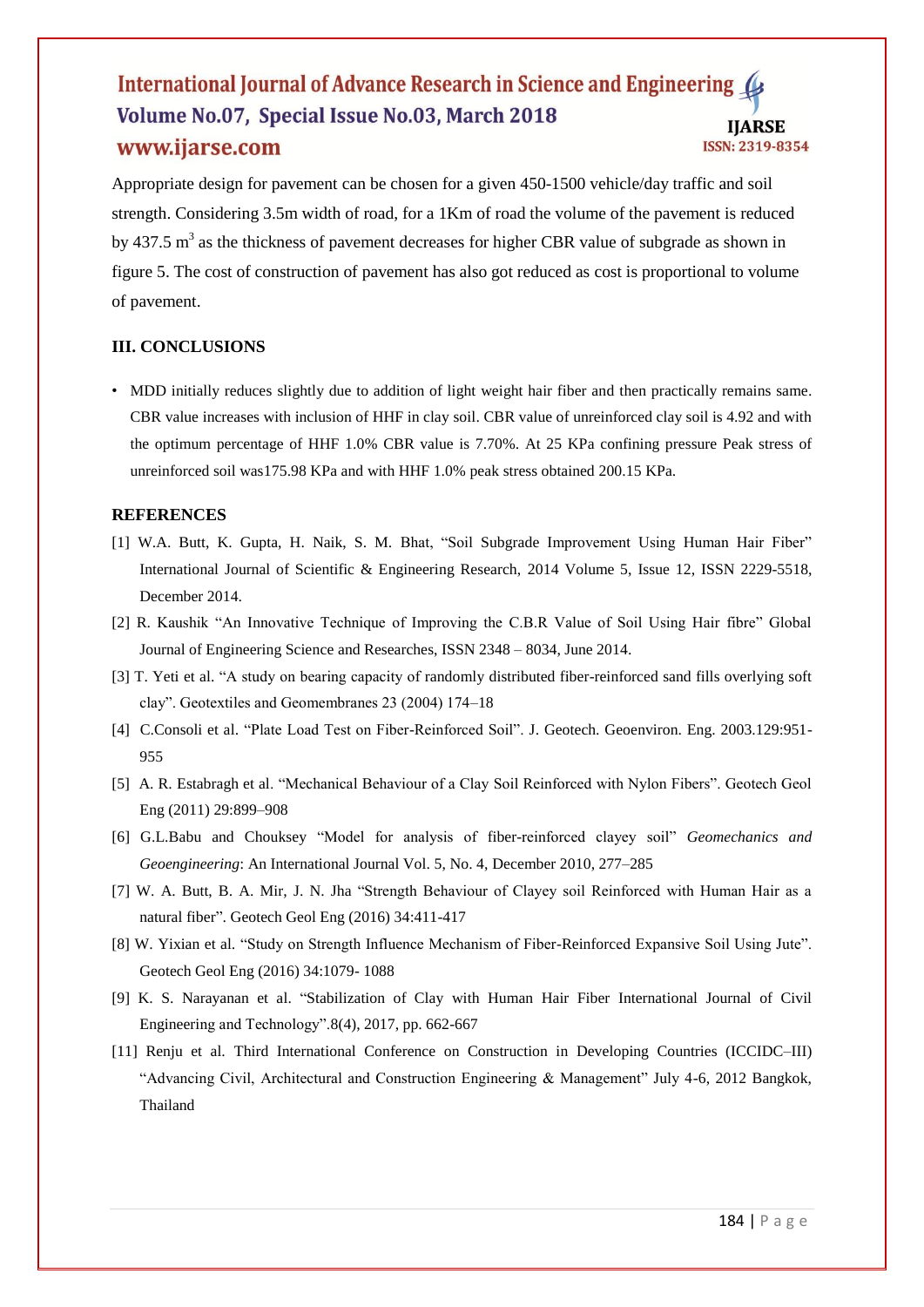Appropriate design for pavement can be chosen for a given 450-1500 vehicle/day traffic and soil strength. Considering 3.5m width of road, for a 1Km of road the volume of the pavement is reduced by 437.5 $m^3$ as the thickness of pavement decreases for higher CBR value of subgrade as shown in figure 5. The cost of construction of pavement has also got reduced as cost is proportional to volume of pavement.

## III. CONCLUSIONS

- MDD initially reduces slightly due to addition of light weight hair fiber and then practically remains same. CBR value increases with inclusion of HHF in clay soil. CBR value of unreinforced clay soil is 4.92 and with the optimum percentage of HHF 1.0% CBR value is 7.70%. At 25 KPa confining pressure Peak stress of unreinforced soil was175.98 KPa and with HHF 1.0% peak stress obtained 200.15 KPa.

## REFERENCES

[1] W.A. Butt, K. Gupta, H. Naik, S. M. Bhat, "Soil Subgrade Improvement Using Human Hair Fiber" International Journal of Scientific & Engineering Research, 2014 Volume 5, Issue 12, ISSN 2229-5518, December 2014.

[2] R. Kaushik "An Innovative Technique of Improving the C.B.R Value of Soil Using Hair fibre" Global Journal of Engineering Science and Researches, ISSN 2348 – 8034, June 2014.

[3] T. Yeti et al. "A study on bearing capacity of randomly distributed fiber-reinforced sand fills overlying soft clay". Geotextiles and Geomembranes 23 (2004) 174–18

[4] C.Consoli et al. "Plate Load Test on Fiber-Reinforced Soil". J. Geotech. Geoenviron. Eng. 2003.129:951-955

[5] A. R. Estabragh et al. "Mechanical Behaviour of a Clay Soil Reinforced with Nylon Fibers". Geotech Geol Eng (2011) 29:899–908

[6] G.L.Babu and Chouksey "Model for analysis of fiber-reinforced clayey soil" *Geomechanics and Geoengineering*: An International Journal Vol. 5, No. 4, December 2010, 277–285

[7] W. A. Butt, B. A. Mir, J. N. Jha "Strength Behaviour of Clayey soil Reinforced with Human Hair as a natural fiber". Geotech Geol Eng (2016) 34:411-417

[8] W. Yixian et al. "Study on Strength Influence Mechanism of Fiber-Reinforced Expansive Soil Using Jute". Geotech Geol Eng (2016) 34:1079- 1088

[9] K. S. Narayanan et al. "Stabilization of Clay with Human Hair Fiber International Journal of Civil Engineering and Technology".8(4), 2017, pp. 662-667

[11] Renju et al. Third International Conference on Construction in Developing Countries (ICCIDC–III) "Advancing Civil, Architectural and Construction Engineering & Management" July 4-6, 2012 Bangkok, Thailand